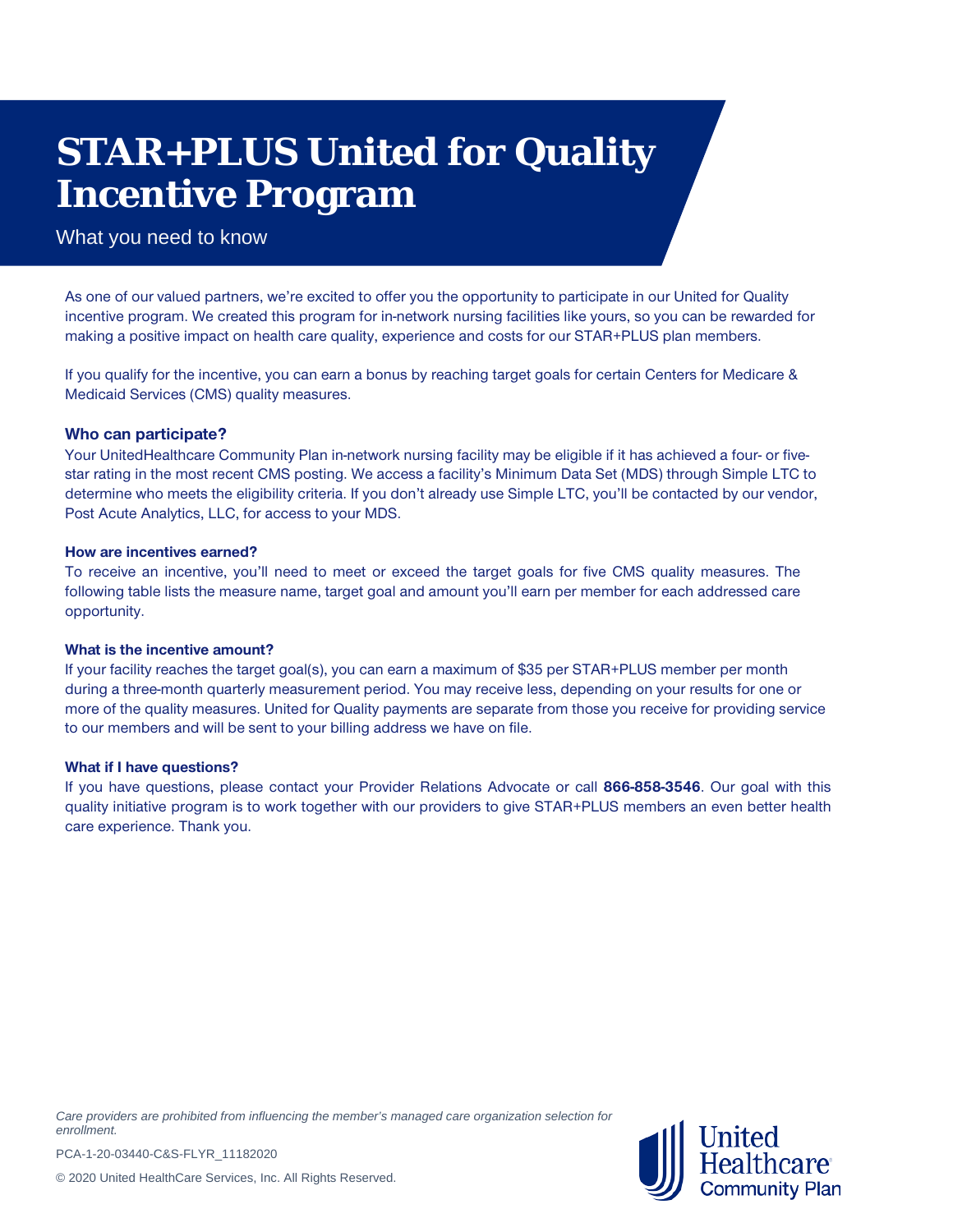# STAR+PLUS United for Quality Incentive Program

What you need to know

As one of our valued partners, we're excited to offer you the opportunity to participate in our United for Quality incentive program. We created this program for in-network nursing facilities like yours, so you can be rewarded for making a positive impact on health care quality, experience and costs for our STAR+PLUS plan members.

If you qualify for the incentive, you can earn a bonus by reaching target goals for certain Centers for Medicare & Medicaid Services (CMS) quality measures.

### Who can participate?

Your UnitedHealthcare Community Plan in-network nursing facility may be eligible if it has achieved a four- or five-star rating in the most recent CMS posting. We access a facility's Minimum Data Set (MDS) through Simple LTC to determine who meets the eligibility criteria. If you don't already use Simple LTC, you'll be contacted by our vendor, Post Acute Analytics, LLC, for access to your MDS.

#### How are incentives earned?

To receive an incentive, you'll need to meet or exceed the target goals for five CMS quality measures. The following table lists the measure name, target goal and amount you'll earn per member for each addressed care opportunity.

#### What is the incentive amount?

If your facility reaches the target goal(s), you can earn a maximum of $35 per STAR+PLUS member per month during a three-month quarterly measurement period. You may receive less, depending on your results for one or more of the quality measures. United for Quality payments are separate from those you receive for providing service to our members and will be sent to your billing address we have on file.

#### What if I have questions?

If you have questions, please contact your Provider Relations Advocate or call **866-858-3546**. Our goal with this quality initiative program is to work together with our providers to give STAR+PLUS members an even better health care experience. Thank you.

*Care providers are prohibited from influencing the member's managed care organization selection for enrollment.*

PCA-1-20-03440-C&S-FLYR_11182020

© 2020 United HealthCare Services, Inc. All Rights Reserved.

United Healthcare Community Plan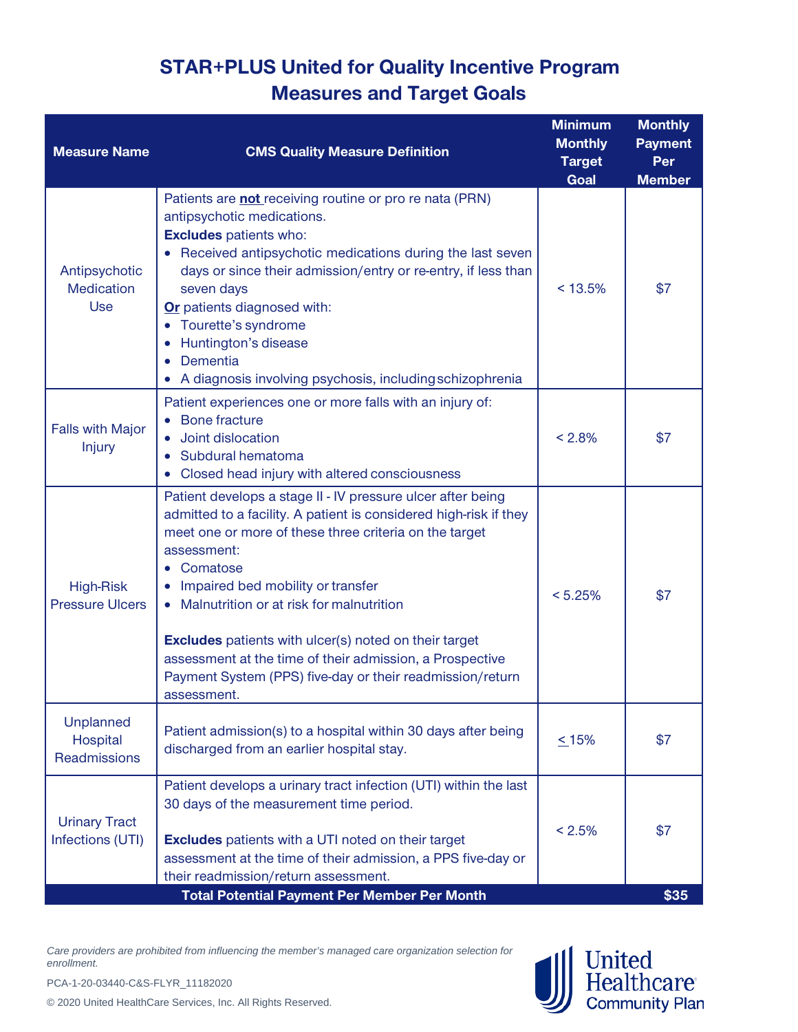# STAR+PLUS United for Quality Incentive Program Measures and Target Goals

| Measure Name | CMS Quality Measure Definition | Minimum Monthly Target Goal | Monthly Payment Per Member |
|---|---|---|---|
| Antipsychotic Medication Use | Patients are **not** receiving routine or pro re nata (PRN) antipsychotic medications.<br>**Excludes** patients who:<br>• Received antipsychotic medications during the last seven days or since their admission/entry or re-entry, if less than seven days<br>**Or** patients diagnosed with:<br>• Tourette's syndrome<br>• Huntington's disease<br>• Dementia<br>• A diagnosis involving psychosis, including schizophrenia | < 13.5% | $7 |
| Falls with Major Injury | Patient experiences one or more falls with an injury of:<br>• Bone fracture<br>• Joint dislocation<br>• Subdural hematoma<br>• Closed head injury with altered consciousness | < 2.8% | $7 |
| High-Risk Pressure Ulcers | Patient develops a stage II - IV pressure ulcer after being admitted to a facility. A patient is considered high-risk if they meet one or more of these three criteria on the target assessment:<br>• Comatose<br>• Impaired bed mobility or transfer<br>• Malnutrition or at risk for malnutrition<br><br>**Excludes** patients with ulcer(s) noted on their target assessment at the time of their admission, a Prospective Payment System (PPS) five-day or their readmission/return assessment. | < 5.25% | $7 |
| Unplanned Hospital Readmissions | Patient admission(s) to a hospital within 30 days after being discharged from an earlier hospital stay. | ≤ 15% | $7 |
| Urinary Tract Infections (UTI) | Patient develops a urinary tract infection (UTI) within the last 30 days of the measurement time period.<br><br>**Excludes** patients with a UTI noted on their target assessment at the time of their admission, a PPS five-day or their readmission/return assessment. | < 2.5% | $7 |
| **Total Potential Payment Per Member Per Month** | | | **$35** |

*Care providers are prohibited from influencing the member's managed care organization selection for enrollment.*

PCA-1-20-03440-C&S-FLYR_11182020

© 2020 United HealthCare Services, Inc. All Rights Reserved.

United Healthcare Community Plan